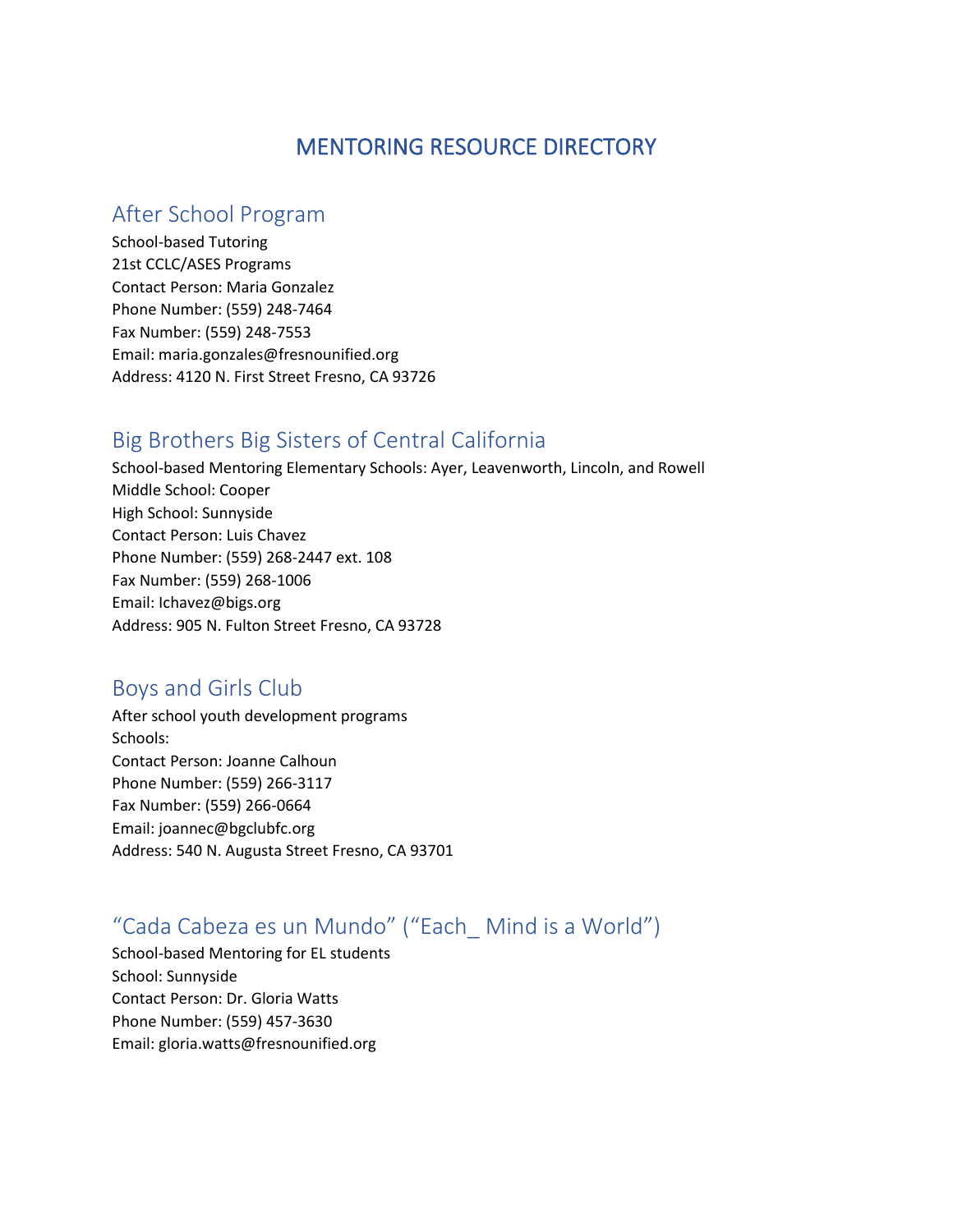# MENTORING RESOURCE DIRECTORY

## After School Program

School-based Tutoring
21st CCLC/ASES Programs
Contact Person: Maria Gonzalez
Phone Number: (559) 248-7464
Fax Number: (559) 248-7553
Email: maria.gonzales@fresnounified.org
Address: 4120 N. First Street Fresno, CA 93726

## Big Brothers Big Sisters of Central California

School-based Mentoring Elementary Schools: Ayer, Leavenworth, Lincoln, and Rowell
Middle School: Cooper
High School: Sunnyside
Contact Person: Luis Chavez
Phone Number: (559) 268-2447 ext. 108
Fax Number: (559) 268-1006
Email: lchavez@bigs.org
Address: 905 N. Fulton Street Fresno, CA 93728

## Boys and Girls Club

After school youth development programs
Schools:
Contact Person: Joanne Calhoun
Phone Number: (559) 266-3117
Fax Number: (559) 266-0664
Email: joannec@bgclubfc.org
Address: 540 N. Augusta Street Fresno, CA 93701

## "Cada Cabeza es un Mundo" ("Each_ Mind is a World")

School-based Mentoring for EL students
School: Sunnyside
Contact Person: Dr. Gloria Watts
Phone Number: (559) 457-3630
Email: gloria.watts@fresnounified.org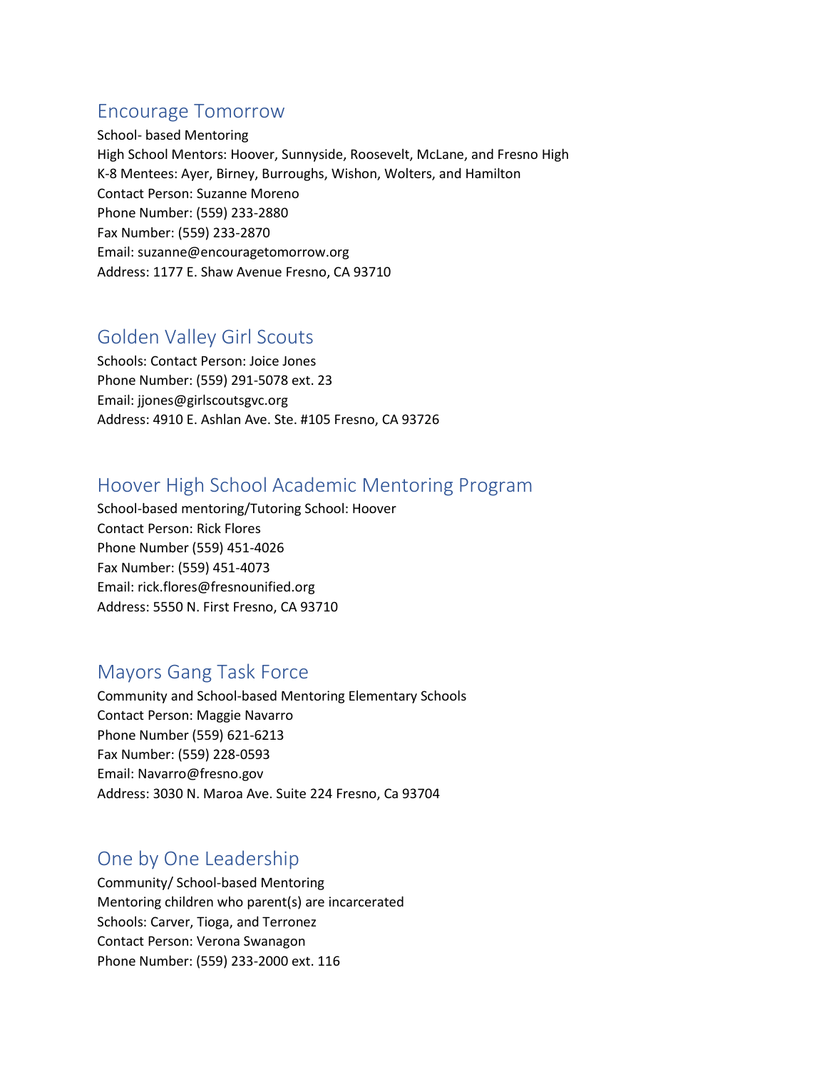## Encourage Tomorrow

School- based Mentoring
High School Mentors: Hoover, Sunnyside, Roosevelt, McLane, and Fresno High
K-8 Mentees: Ayer, Birney, Burroughs, Wishon, Wolters, and Hamilton
Contact Person: Suzanne Moreno
Phone Number: (559) 233-2880
Fax Number: (559) 233-2870
Email: suzanne@encouragetomorrow.org
Address: 1177 E. Shaw Avenue Fresno, CA 93710

## Golden Valley Girl Scouts

Schools: Contact Person: Joice Jones
Phone Number: (559) 291-5078 ext. 23
Email: jjones@girlscoutsgvc.org
Address: 4910 E. Ashlan Ave. Ste. #105 Fresno, CA 93726

## Hoover High School Academic Mentoring Program

School-based mentoring/Tutoring School: Hoover
Contact Person: Rick Flores
Phone Number (559) 451-4026
Fax Number: (559) 451-4073
Email: rick.flores@fresnounified.org
Address: 5550 N. First Fresno, CA 93710

## Mayors Gang Task Force

Community and School-based Mentoring Elementary Schools
Contact Person: Maggie Navarro
Phone Number (559) 621-6213
Fax Number: (559) 228-0593
Email: Navarro@fresno.gov
Address: 3030 N. Maroa Ave. Suite 224 Fresno, Ca 93704

## One by One Leadership

Community/ School-based Mentoring
Mentoring children who parent(s) are incarcerated
Schools: Carver, Tioga, and Terronez
Contact Person: Verona Swanagon
Phone Number: (559) 233-2000 ext. 116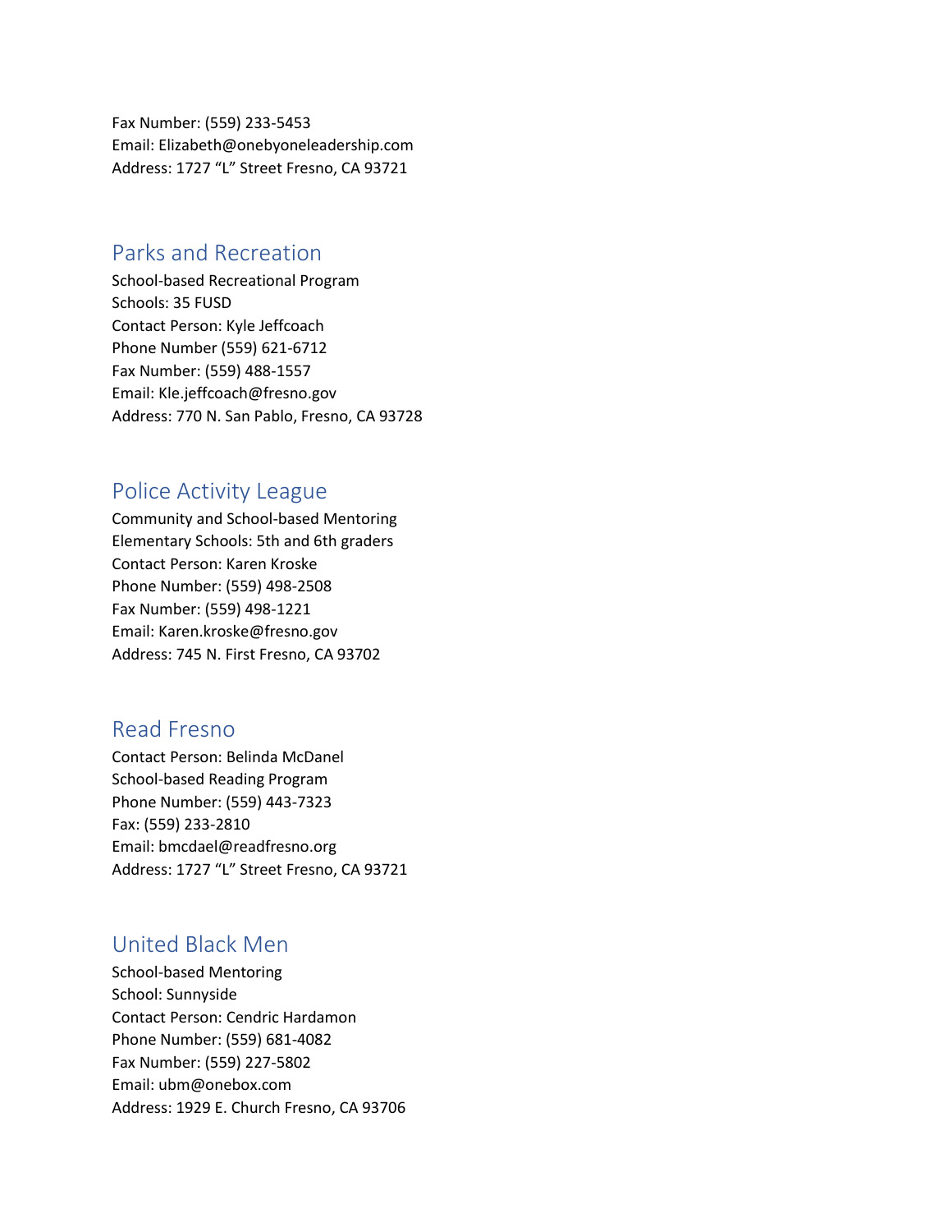Fax Number: (559) 233-5453
Email: Elizabeth@onebyoneleadership.com
Address: 1727 “L” Street Fresno, CA 93721

## Parks and Recreation

School-based Recreational Program
Schools: 35 FUSD
Contact Person: Kyle Jeffcoach
Phone Number (559) 621-6712
Fax Number: (559) 488-1557
Email: Kle.jeffcoach@fresno.gov
Address: 770 N. San Pablo, Fresno, CA 93728

## Police Activity League

Community and School-based Mentoring
Elementary Schools: 5th and 6th graders
Contact Person: Karen Kroske
Phone Number: (559) 498-2508
Fax Number: (559) 498-1221
Email: Karen.kroske@fresno.gov
Address: 745 N. First Fresno, CA 93702

## Read Fresno

Contact Person: Belinda McDanel
School-based Reading Program
Phone Number: (559) 443-7323
Fax: (559) 233-2810
Email: bmcdael@readfresno.org
Address: 1727 “L” Street Fresno, CA 93721

## United Black Men

School-based Mentoring
School: Sunnyside
Contact Person: Cendric Hardamon
Phone Number: (559) 681-4082
Fax Number: (559) 227-5802
Email: ubm@onebox.com
Address: 1929 E. Church Fresno, CA 93706